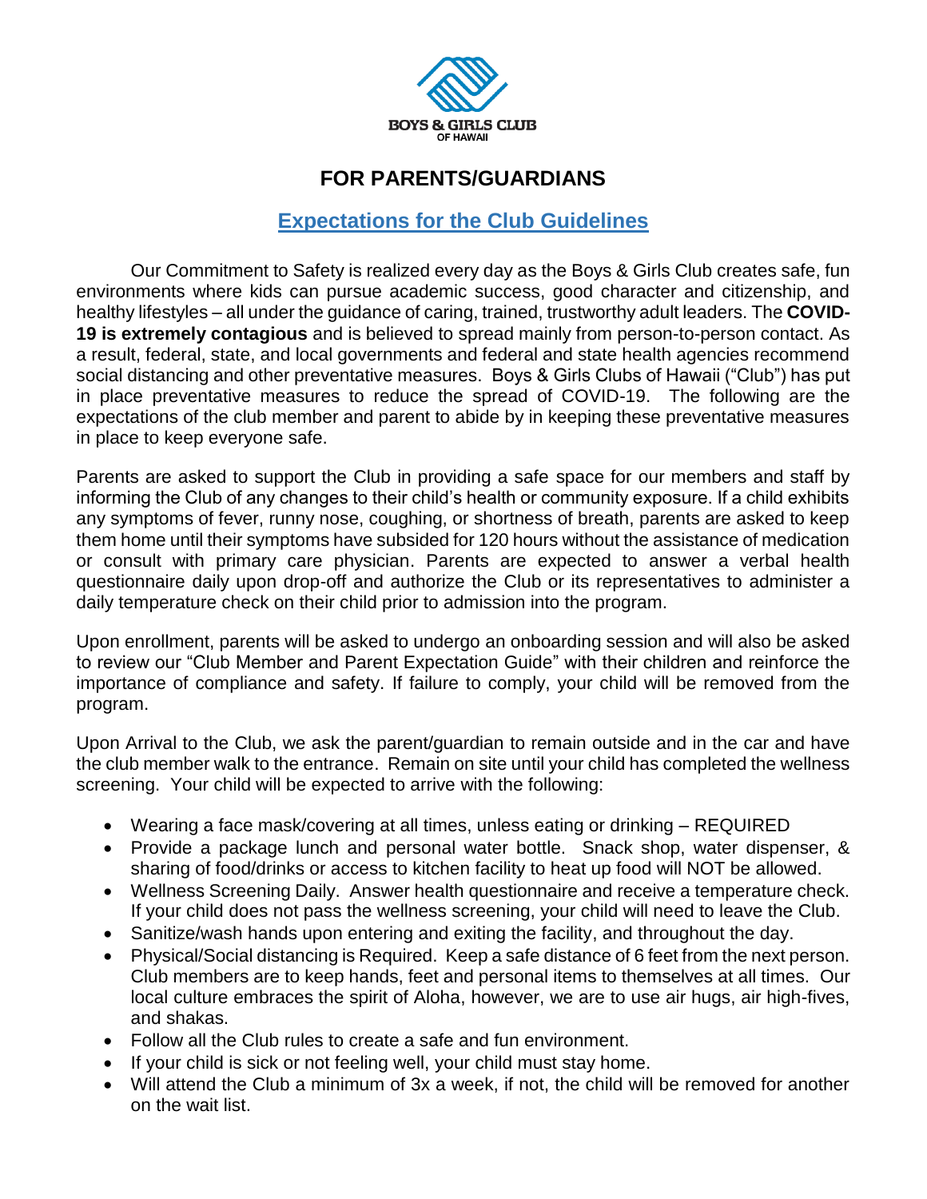BOYS & GIRLS CLUB
OF HAWAII

# FOR PARENTS/GUARDIANS

## Expectations for the Club Guidelines

Our Commitment to Safety is realized every day as the Boys & Girls Club creates safe, fun environments where kids can pursue academic success, good character and citizenship, and healthy lifestyles – all under the guidance of caring, trained, trustworthy adult leaders. The **COVID-19 is extremely contagious** and is believed to spread mainly from person-to-person contact. As a result, federal, state, and local governments and federal and state health agencies recommend social distancing and other preventative measures. Boys & Girls Clubs of Hawaii ("Club") has put in place preventative measures to reduce the spread of COVID-19. The following are the expectations of the club member and parent to abide by in keeping these preventative measures in place to keep everyone safe.

Parents are asked to support the Club in providing a safe space for our members and staff by informing the Club of any changes to their child's health or community exposure. If a child exhibits any symptoms of fever, runny nose, coughing, or shortness of breath, parents are asked to keep them home until their symptoms have subsided for 120 hours without the assistance of medication or consult with primary care physician. Parents are expected to answer a verbal health questionnaire daily upon drop-off and authorize the Club or its representatives to administer a daily temperature check on their child prior to admission into the program.

Upon enrollment, parents will be asked to undergo an onboarding session and will also be asked to review our "Club Member and Parent Expectation Guide" with their children and reinforce the importance of compliance and safety. If failure to comply, your child will be removed from the program.

Upon Arrival to the Club, we ask the parent/guardian to remain outside and in the car and have the club member walk to the entrance. Remain on site until your child has completed the wellness screening. Your child will be expected to arrive with the following:

- Wearing a face mask/covering at all times, unless eating or drinking – REQUIRED
- Provide a package lunch and personal water bottle. Snack shop, water dispenser, & sharing of food/drinks or access to kitchen facility to heat up food will NOT be allowed.
- Wellness Screening Daily. Answer health questionnaire and receive a temperature check. If your child does not pass the wellness screening, your child will need to leave the Club.
- Sanitize/wash hands upon entering and exiting the facility, and throughout the day.
- Physical/Social distancing is Required. Keep a safe distance of 6 feet from the next person. Club members are to keep hands, feet and personal items to themselves at all times. Our local culture embraces the spirit of Aloha, however, we are to use air hugs, air high-fives, and shakas.
- Follow all the Club rules to create a safe and fun environment.
- If your child is sick or not feeling well, your child must stay home.
- Will attend the Club a minimum of 3x a week, if not, the child will be removed for another on the wait list.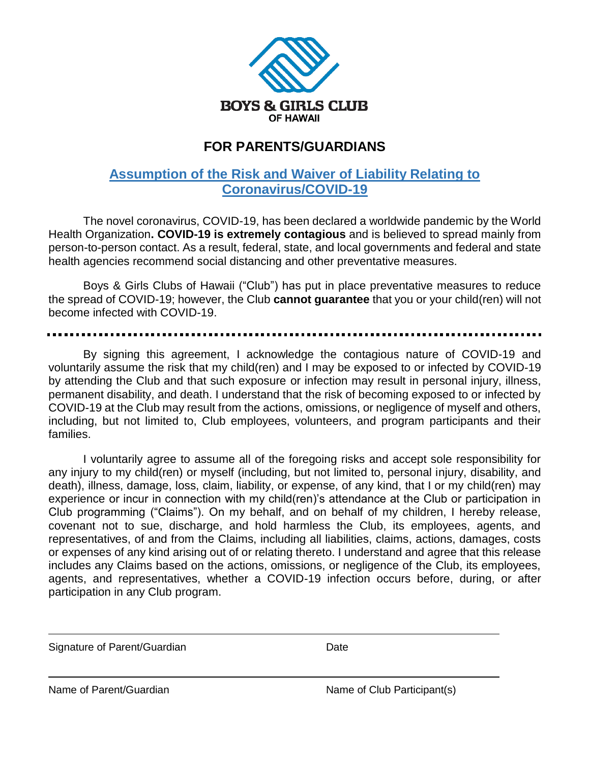**BOYS & GIRLS CLUB**
**OF HAWAII**

## FOR PARENTS/GUARDIANS

### Assumption of the Risk and Waiver of Liability Relating to Coronavirus/COVID-19

The novel coronavirus, COVID-19, has been declared a worldwide pandemic by the World Health Organization**. COVID-19 is extremely contagious** and is believed to spread mainly from person-to-person contact. As a result, federal, state, and local governments and federal and state health agencies recommend social distancing and other preventative measures.

Boys & Girls Clubs of Hawaii ("Club") has put in place preventative measures to reduce the spread of COVID-19; however, the Club **cannot guarantee** that you or your child(ren) will not become infected with COVID-19.

---

By signing this agreement, I acknowledge the contagious nature of COVID-19 and voluntarily assume the risk that my child(ren) and I may be exposed to or infected by COVID-19 by attending the Club and that such exposure or infection may result in personal injury, illness, permanent disability, and death. I understand that the risk of becoming exposed to or infected by COVID-19 at the Club may result from the actions, omissions, or negligence of myself and others, including, but not limited to, Club employees, volunteers, and program participants and their families.

I voluntarily agree to assume all of the foregoing risks and accept sole responsibility for any injury to my child(ren) or myself (including, but not limited to, personal injury, disability, and death), illness, damage, loss, claim, liability, or expense, of any kind, that I or my child(ren) may experience or incur in connection with my child(ren)'s attendance at the Club or participation in Club programming ("Claims"). On my behalf, and on behalf of my children, I hereby release, covenant not to sue, discharge, and hold harmless the Club, its employees, agents, and representatives, of and from the Claims, including all liabilities, claims, actions, damages, costs or expenses of any kind arising out of or relating thereto. I understand and agree that this release includes any Claims based on the actions, omissions, or negligence of the Club, its employees, agents, and representatives, whether a COVID-19 infection occurs before, during, or after participation in any Club program.

______________________________________________

Signature of Parent/Guardian                Date

______________________________________________

Name of Parent/Guardian                Name of Club Participant(s)